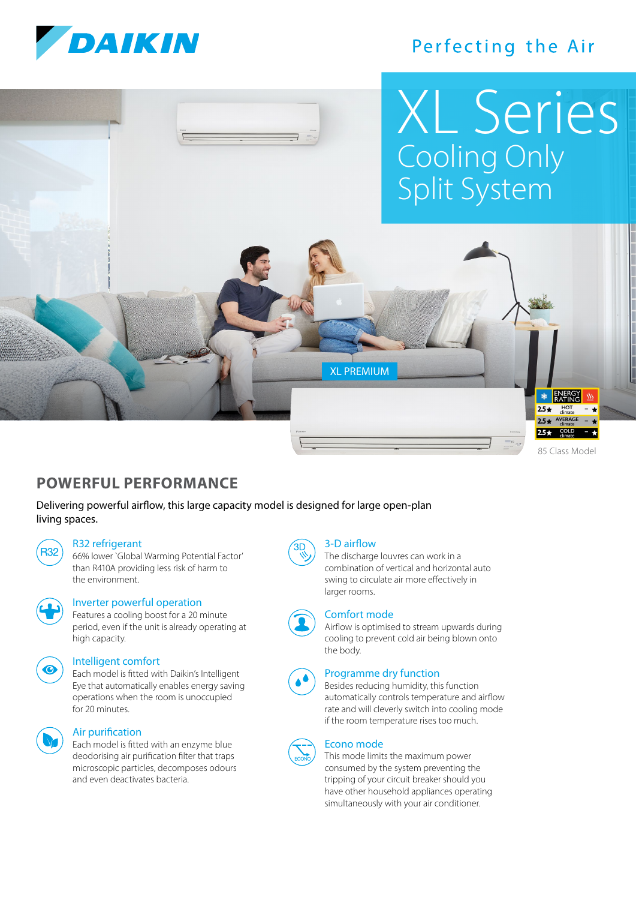DAIKIN

Perfecting the Air

# XL Series
## Cooling Only Split System

XL PREMIUM

| ENERGY RATING | |
|---|---|
| 2.5★ | HOT climate | – ★ |
| 2.5★ | AVERAGE climate | – ★ |
| 2.5★ | COLD climate | – ★ |

85 Class Model

## POWERFUL PERFORMANCE

Delivering powerful airflow, this large capacity model is designed for large open-plan living spaces.

### R32 refrigerant
66% lower `Global Warming Potential Factor' than R410A providing less risk of harm to the environment.

### Inverter powerful operation
Features a cooling boost for a 20 minute period, even if the unit is already operating at high capacity.

### Intelligent comfort
Each model is fitted with Daikin's Intelligent Eye that automatically enables energy saving operations when the room is unoccupied for 20 minutes.

### Air purification
Each model is fitted with an enzyme blue deodorising air purification filter that traps microscopic particles, decomposes odours and even deactivates bacteria.

### 3-D airflow
The discharge louvres can work in a combination of vertical and horizontal auto swing to circulate air more effectively in larger rooms.

### Comfort mode
Airflow is optimised to stream upwards during cooling to prevent cold air being blown onto the body.

### Programme dry function
Besides reducing humidity, this function automatically controls temperature and airflow rate and will cleverly switch into cooling mode if the room temperature rises too much.

### Econo mode
This mode limits the maximum power consumed by the system preventing the tripping of your circuit breaker should you have other household appliances operating simultaneously with your air conditioner.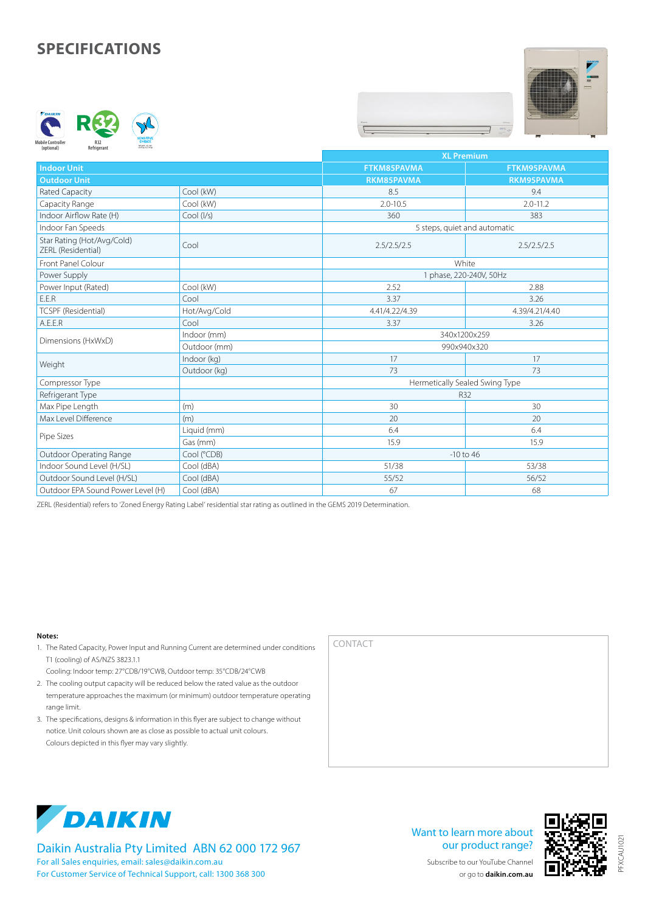# SPECIFICATIONS

Mobile Controller (optional)

R32 Refrigerant

| | | XL Premium | |
|---|---|---|---|
| **Indoor Unit** | | **FTKM85PAVMA** | **FTKM95PAVMA** |
| **Outdoor Unit** | | **RKM85PAVMA** | **RKM95PAVMA** |
| Rated Capacity | Cool (kW) | 8.5 | 9.4 |
| Capacity Range | Cool (kW) | 2.0-10.5 | 2.0-11.2 |
| Indoor Airflow Rate (H) | Cool (l/s) | 360 | 383 |
| Indoor Fan Speeds | | 5 steps, quiet and automatic | |
| Star Rating (Hot/Avg/Cold) ZERL (Residential) | Cool | 2.5/2.5/2.5 | 2.5/2.5/2.5 |
| Front Panel Colour | | White | |
| Power Supply | | 1 phase, 220-240V, 50Hz | |
| Power Input (Rated) | Cool (kW) | 2.52 | 2.88 |
| E.E.R | Cool | 3.37 | 3.26 |
| TCSPF (Residential) | Hot/Avg/Cold | 4.41/4.22/4.39 | 4.39/4.21/4.40 |
| A.E.E.R | Cool | 3.37 | 3.26 |
| Dimensions (HxWxD) | Indoor (mm) | 340x1200x259 | |
| | Outdoor (mm) | 990x940x320 | |
| Weight | Indoor (kg) | 17 | 17 |
| | Outdoor (kg) | 73 | 73 |
| Compressor Type | | Hermetically Sealed Swing Type | |
| Refrigerant Type | | R32 | |
| Max Pipe Length | (m) | 30 | 30 |
| Max Level Difference | (m) | 20 | 20 |
| Pipe Sizes | Liquid (mm) | 6.4 | 6.4 |
| | Gas (mm) | 15.9 | 15.9 |
| Outdoor Operating Range | Cool (°CDB) | -10 to 46 | |
| Indoor Sound Level (H/SL) | Cool (dBA) | 51/38 | 53/38 |
| Outdoor Sound Level (H/SL) | Cool (dBA) | 55/52 | 56/52 |
| Outdoor EPA Sound Power Level (H) | Cool (dBA) | 67 | 68 |

ZERL (Residential) refers to 'Zoned Energy Rating Label' residential star rating as outlined in the GEMS 2019 Determination.

**Notes:**

1. The Rated Capacity, Power Input and Running Current are determined under conditions T1 (cooling) of AS/NZS 3823.1.1
   Cooling: Indoor temp: 27°CDB/19°CWB, Outdoor temp: 35°CDB/24°CWB
2. The cooling output capacity will be reduced below the rated value as the outdoor temperature approaches the maximum (or minimum) outdoor temperature operating range limit.
3. The specifications, designs & information in this flyer are subject to change without notice. Unit colours shown are as close as possible to actual unit colours. Colours depicted in this flyer may vary slightly.

CONTACT

DAIKIN

Daikin Australia Pty Limited ABN 62 000 172 967

For all Sales enquiries, email: sales@daikin.com.au

For Customer Service of Technical Support, call: 1300 368 300

Want to learn more about our product range?

Subscribe to our YouTube Channel or go to **daikin.com.au**

PFXCAU1021